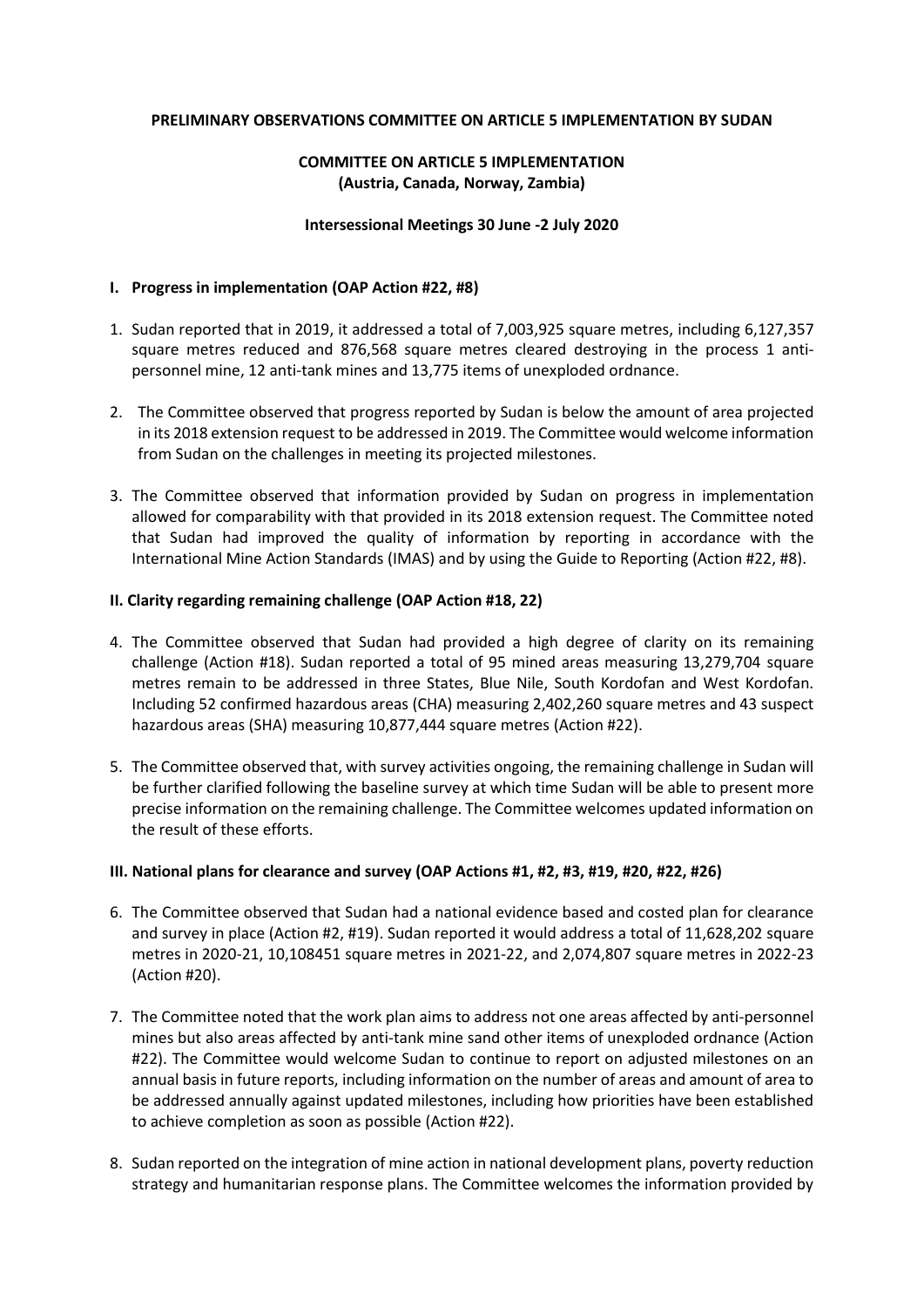**PRELIMINARY OBSERVATIONS COMMITTEE ON ARTICLE 5 IMPLEMENTATION BY SUDAN**

**COMMITTEE ON ARTICLE 5 IMPLEMENTATION (Austria, Canada, Norway, Zambia)**

**Intersessional Meetings 30 June -2 July 2020**

## I. Progress in implementation (OAP Action #22, #8)

1. Sudan reported that in 2019, it addressed a total of 7,003,925 square metres, including 6,127,357 square metres reduced and 876,568 square metres cleared destroying in the process 1 anti-personnel mine, 12 anti-tank mines and 13,775 items of unexploded ordnance.

2. The Committee observed that progress reported by Sudan is below the amount of area projected in its 2018 extension request to be addressed in 2019. The Committee would welcome information from Sudan on the challenges in meeting its projected milestones.

3. The Committee observed that information provided by Sudan on progress in implementation allowed for comparability with that provided in its 2018 extension request. The Committee noted that Sudan had improved the quality of information by reporting in accordance with the International Mine Action Standards (IMAS) and by using the Guide to Reporting (Action #22, #8).

## II. Clarity regarding remaining challenge (OAP Action #18, 22)

4. The Committee observed that Sudan had provided a high degree of clarity on its remaining challenge (Action #18). Sudan reported a total of 95 mined areas measuring 13,279,704 square metres remain to be addressed in three States, Blue Nile, South Kordofan and West Kordofan. Including 52 confirmed hazardous areas (CHA) measuring 2,402,260 square metres and 43 suspect hazardous areas (SHA) measuring 10,877,444 square metres (Action #22).

5. The Committee observed that, with survey activities ongoing, the remaining challenge in Sudan will be further clarified following the baseline survey at which time Sudan will be able to present more precise information on the remaining challenge. The Committee welcomes updated information on the result of these efforts.

## III. National plans for clearance and survey (OAP Actions #1, #2, #3, #19, #20, #22, #26)

6. The Committee observed that Sudan had a national evidence based and costed plan for clearance and survey in place (Action #2, #19). Sudan reported it would address a total of 11,628,202 square metres in 2020-21, 10,108451 square metres in 2021-22, and 2,074,807 square metres in 2022-23 (Action #20).

7. The Committee noted that the work plan aims to address not one areas affected by anti-personnel mines but also areas affected by anti-tank mine sand other items of unexploded ordnance (Action #22). The Committee would welcome Sudan to continue to report on adjusted milestones on an annual basis in future reports, including information on the number of areas and amount of area to be addressed annually against updated milestones, including how priorities have been established to achieve completion as soon as possible (Action #22).

8. Sudan reported on the integration of mine action in national development plans, poverty reduction strategy and humanitarian response plans. The Committee welcomes the information provided by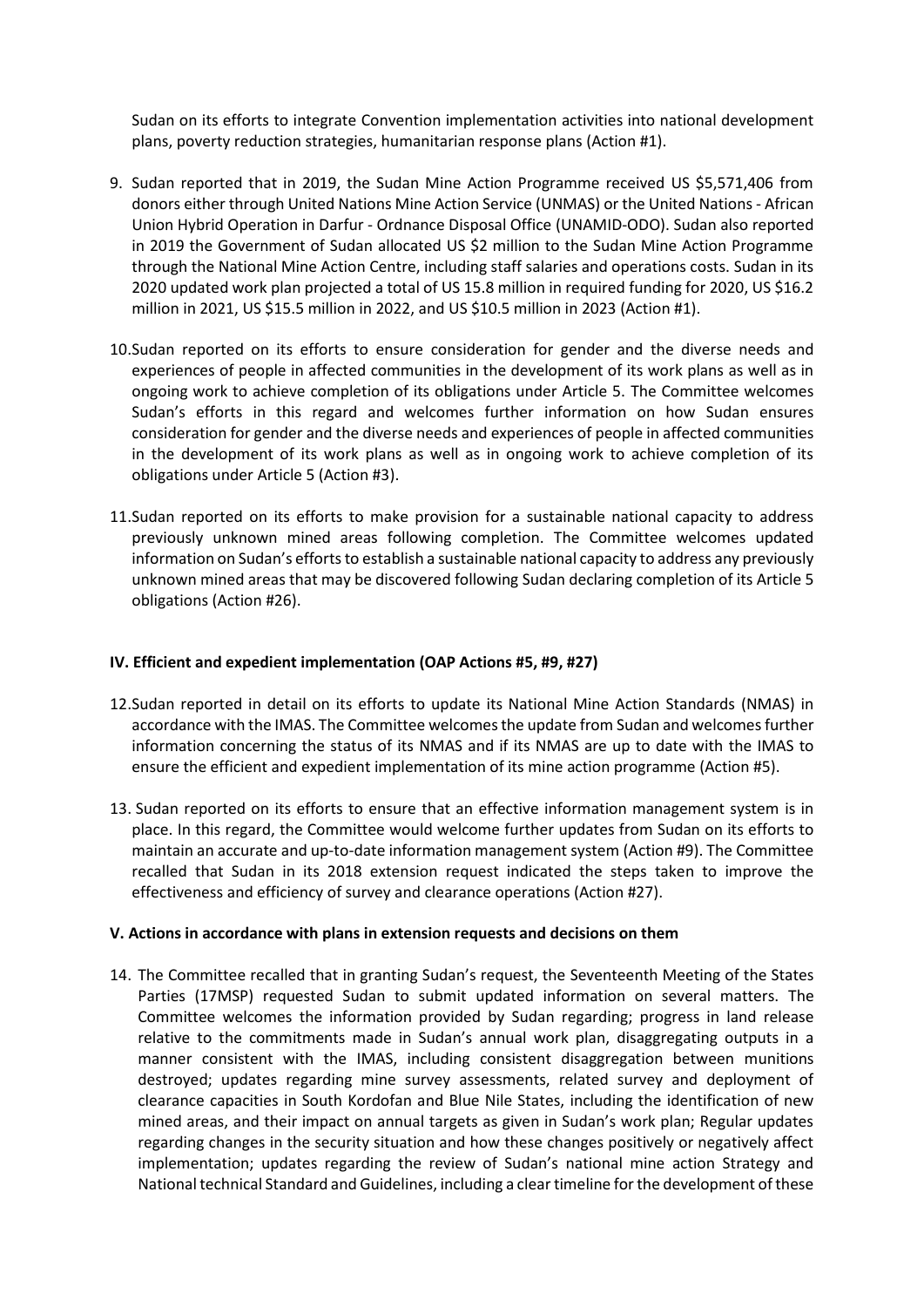Sudan on its efforts to integrate Convention implementation activities into national development plans, poverty reduction strategies, humanitarian response plans (Action #1).

9. Sudan reported that in 2019, the Sudan Mine Action Programme received US $5,571,406 from donors either through United Nations Mine Action Service (UNMAS) or the United Nations - African Union Hybrid Operation in Darfur - Ordnance Disposal Office (UNAMID-ODO). Sudan also reported in 2019 the Government of Sudan allocated US $2 million to the Sudan Mine Action Programme through the National Mine Action Centre, including staff salaries and operations costs. Sudan in its 2020 updated work plan projected a total of US 15.8 million in required funding for 2020, US $16.2 million in 2021, US $15.5 million in 2022, and US $10.5 million in 2023 (Action #1).

10. Sudan reported on its efforts to ensure consideration for gender and the diverse needs and experiences of people in affected communities in the development of its work plans as well as in ongoing work to achieve completion of its obligations under Article 5. The Committee welcomes Sudan's efforts in this regard and welcomes further information on how Sudan ensures consideration for gender and the diverse needs and experiences of people in affected communities in the development of its work plans as well as in ongoing work to achieve completion of its obligations under Article 5 (Action #3).

11. Sudan reported on its efforts to make provision for a sustainable national capacity to address previously unknown mined areas following completion. The Committee welcomes updated information on Sudan's efforts to establish a sustainable national capacity to address any previously unknown mined areas that may be discovered following Sudan declaring completion of its Article 5 obligations (Action #26).

## IV. Efficient and expedient implementation (OAP Actions #5, #9, #27)

12. Sudan reported in detail on its efforts to update its National Mine Action Standards (NMAS) in accordance with the IMAS. The Committee welcomes the update from Sudan and welcomes further information concerning the status of its NMAS and if its NMAS are up to date with the IMAS to ensure the efficient and expedient implementation of its mine action programme (Action #5).

13. Sudan reported on its efforts to ensure that an effective information management system is in place. In this regard, the Committee would welcome further updates from Sudan on its efforts to maintain an accurate and up-to-date information management system (Action #9). The Committee recalled that Sudan in its 2018 extension request indicated the steps taken to improve the effectiveness and efficiency of survey and clearance operations (Action #27).

## V. Actions in accordance with plans in extension requests and decisions on them

14. The Committee recalled that in granting Sudan's request, the Seventeenth Meeting of the States Parties (17MSP) requested Sudan to submit updated information on several matters. The Committee welcomes the information provided by Sudan regarding; progress in land release relative to the commitments made in Sudan's annual work plan, disaggregating outputs in a manner consistent with the IMAS, including consistent disaggregation between munitions destroyed; updates regarding mine survey assessments, related survey and deployment of clearance capacities in South Kordofan and Blue Nile States, including the identification of new mined areas, and their impact on annual targets as given in Sudan's work plan; Regular updates regarding changes in the security situation and how these changes positively or negatively affect implementation; updates regarding the review of Sudan's national mine action Strategy and National technical Standard and Guidelines, including a clear timeline for the development of these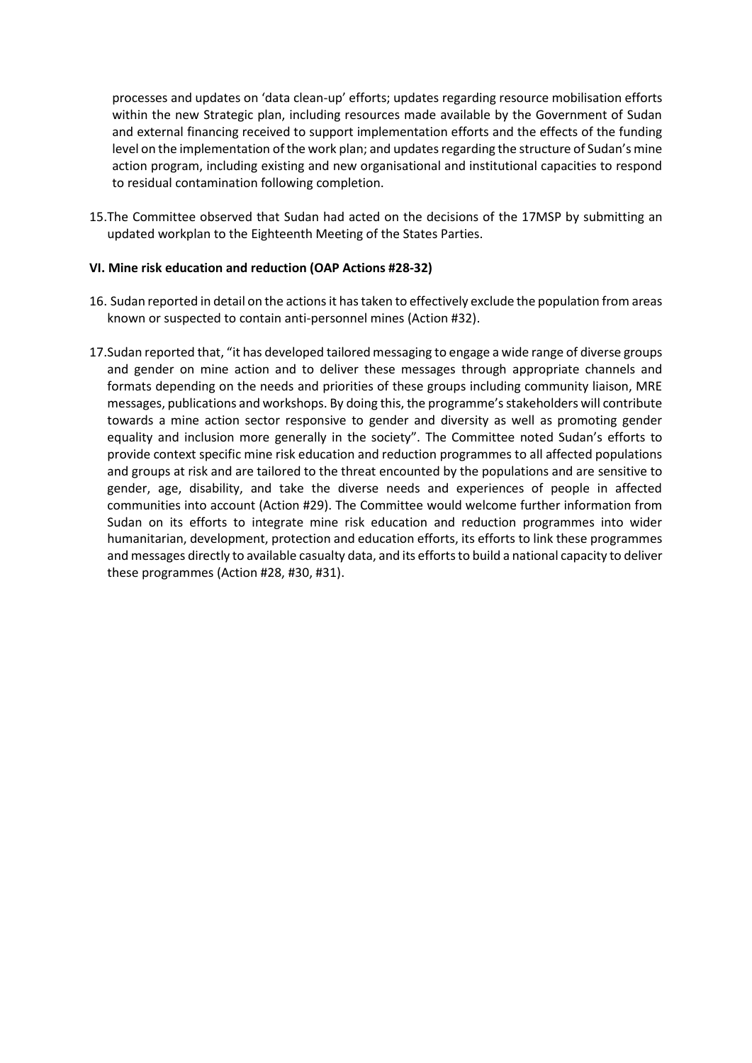processes and updates on 'data clean-up' efforts; updates regarding resource mobilisation efforts within the new Strategic plan, including resources made available by the Government of Sudan and external financing received to support implementation efforts and the effects of the funding level on the implementation of the work plan; and updates regarding the structure of Sudan's mine action program, including existing and new organisational and institutional capacities to respond to residual contamination following completion.

15. The Committee observed that Sudan had acted on the decisions of the 17MSP by submitting an updated workplan to the Eighteenth Meeting of the States Parties.

**VI. Mine risk education and reduction (OAP Actions #28-32)**

16. Sudan reported in detail on the actions it has taken to effectively exclude the population from areas known or suspected to contain anti-personnel mines (Action #32).

17. Sudan reported that, "it has developed tailored messaging to engage a wide range of diverse groups and gender on mine action and to deliver these messages through appropriate channels and formats depending on the needs and priorities of these groups including community liaison, MRE messages, publications and workshops. By doing this, the programme's stakeholders will contribute towards a mine action sector responsive to gender and diversity as well as promoting gender equality and inclusion more generally in the society". The Committee noted Sudan's efforts to provide context specific mine risk education and reduction programmes to all affected populations and groups at risk and are tailored to the threat encounted by the populations and are sensitive to gender, age, disability, and take the diverse needs and experiences of people in affected communities into account (Action #29). The Committee would welcome further information from Sudan on its efforts to integrate mine risk education and reduction programmes into wider humanitarian, development, protection and education efforts, its efforts to link these programmes and messages directly to available casualty data, and its efforts to build a national capacity to deliver these programmes (Action #28, #30, #31).